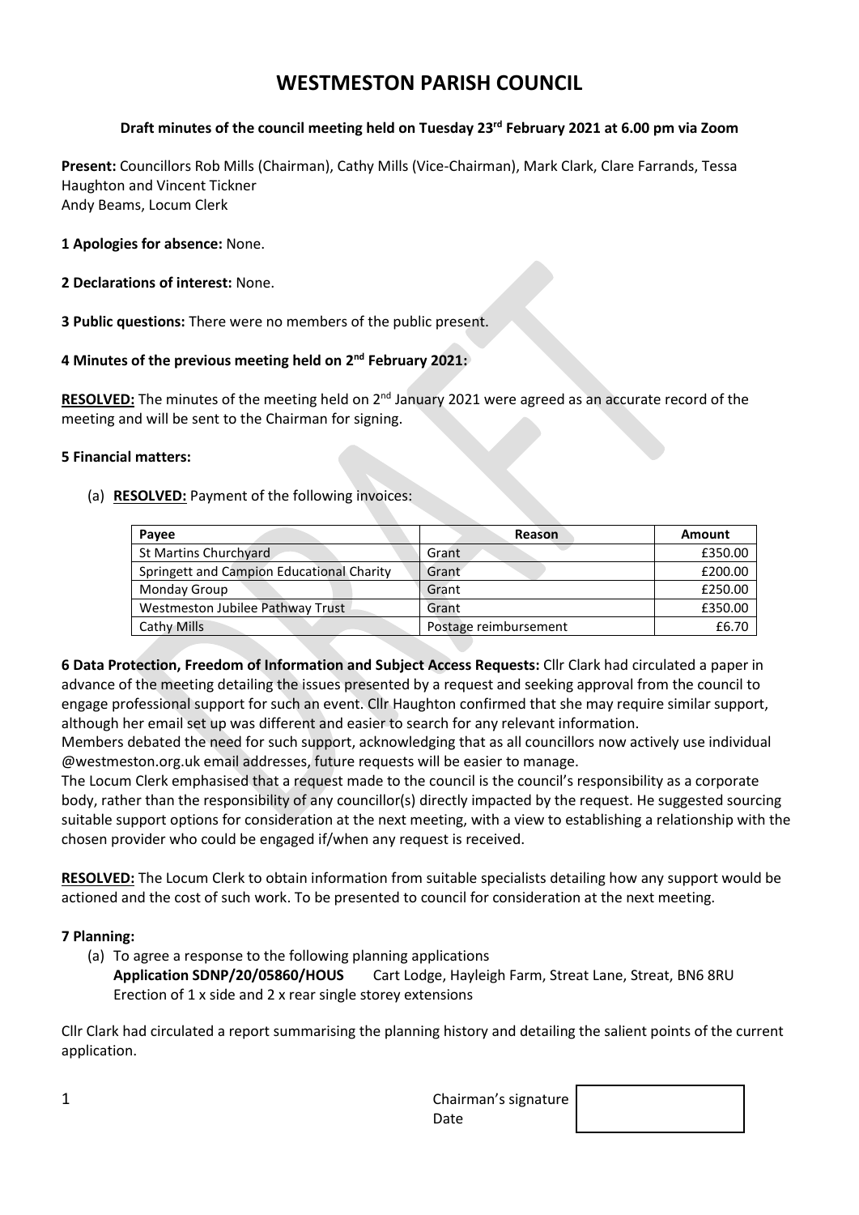# WESTMESTON PARISH COUNCIL

**Draft minutes of the council meeting held on Tuesday 23rd February 2021 at 6.00 pm via Zoom**

**Present:** Councillors Rob Mills (Chairman), Cathy Mills (Vice-Chairman), Mark Clark, Clare Farrands, Tessa Haughton and Vincent Tickner
Andy Beams, Locum Clerk

**1 Apologies for absence:** None.

**2 Declarations of interest:** None.

**3 Public questions:** There were no members of the public present.

**4 Minutes of the previous meeting held on 2nd February 2021:**

**RESOLVED:** The minutes of the meeting held on 2nd January 2021 were agreed as an accurate record of the meeting and will be sent to the Chairman for signing.

**5 Financial matters:**

(a) **RESOLVED:** Payment of the following invoices:

| Payee | Reason | Amount |
|---|---|---|
| St Martins Churchyard | Grant | £350.00 |
| Springett and Campion Educational Charity | Grant | £200.00 |
| Monday Group | Grant | £250.00 |
| Westmeston Jubilee Pathway Trust | Grant | £350.00 |
| Cathy Mills | Postage reimbursement | £6.70 |

**6 Data Protection, Freedom of Information and Subject Access Requests:** Cllr Clark had circulated a paper in advance of the meeting detailing the issues presented by a request and seeking approval from the council to engage professional support for such an event. Cllr Haughton confirmed that she may require similar support, although her email set up was different and easier to search for any relevant information.
Members debated the need for such support, acknowledging that as all councillors now actively use individual @westmeston.org.uk email addresses, future requests will be easier to manage.
The Locum Clerk emphasised that a request made to the council is the council's responsibility as a corporate body, rather than the responsibility of any councillor(s) directly impacted by the request. He suggested sourcing suitable support options for consideration at the next meeting, with a view to establishing a relationship with the chosen provider who could be engaged if/when any request is received.

**RESOLVED:** The Locum Clerk to obtain information from suitable specialists detailing how any support would be actioned and the cost of such work. To be presented to council for consideration at the next meeting.

**7 Planning:**

(a) To agree a response to the following planning applications
**Application SDNP/20/05860/HOUS** Cart Lodge, Hayleigh Farm, Streat Lane, Streat, BN6 8RU
Erection of 1 x side and 2 x rear single storey extensions

Cllr Clark had circulated a report summarising the planning history and detailing the salient points of the current application.

Chairman's signature
Date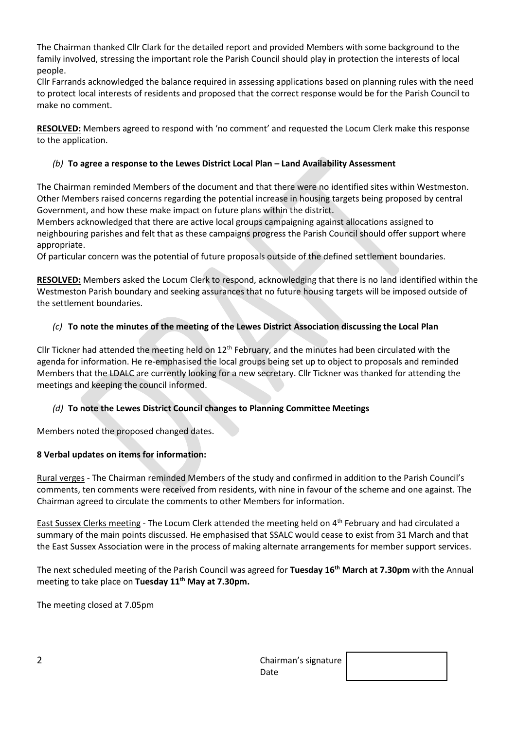The Chairman thanked Cllr Clark for the detailed report and provided Members with some background to the family involved, stressing the important role the Parish Council should play in protection the interests of local people.

Cllr Farrands acknowledged the balance required in assessing applications based on planning rules with the need to protect local interests of residents and proposed that the correct response would be for the Parish Council to make no comment.

**RESOLVED:** Members agreed to respond with 'no comment' and requested the Locum Clerk make this response to the application.

*(b)* **To agree a response to the Lewes District Local Plan – Land Availability Assessment**

The Chairman reminded Members of the document and that there were no identified sites within Westmeston. Other Members raised concerns regarding the potential increase in housing targets being proposed by central Government, and how these make impact on future plans within the district.

Members acknowledged that there are active local groups campaigning against allocations assigned to neighbouring parishes and felt that as these campaigns progress the Parish Council should offer support where appropriate.

Of particular concern was the potential of future proposals outside of the defined settlement boundaries.

**RESOLVED:** Members asked the Locum Clerk to respond, acknowledging that there is no land identified within the Westmeston Parish boundary and seeking assurances that no future housing targets will be imposed outside of the settlement boundaries.

*(c)* **To note the minutes of the meeting of the Lewes District Association discussing the Local Plan**

Cllr Tickner had attended the meeting held on 12th February, and the minutes had been circulated with the agenda for information. He re-emphasised the local groups being set up to object to proposals and reminded Members that the LDALC are currently looking for a new secretary. Cllr Tickner was thanked for attending the meetings and keeping the council informed.

*(d)* **To note the Lewes District Council changes to Planning Committee Meetings**

Members noted the proposed changed dates.

**8 Verbal updates on items for information:**

Rural verges - The Chairman reminded Members of the study and confirmed in addition to the Parish Council's comments, ten comments were received from residents, with nine in favour of the scheme and one against. The Chairman agreed to circulate the comments to other Members for information.

East Sussex Clerks meeting - The Locum Clerk attended the meeting held on 4th February and had circulated a summary of the main points discussed. He emphasised that SSALC would cease to exist from 31 March and that the East Sussex Association were in the process of making alternate arrangements for member support services.

The next scheduled meeting of the Parish Council was agreed for **Tuesday 16th March at 7.30pm** with the Annual meeting to take place on **Tuesday 11th May at 7.30pm.**

The meeting closed at 7.05pm

Chairman's signature
Date